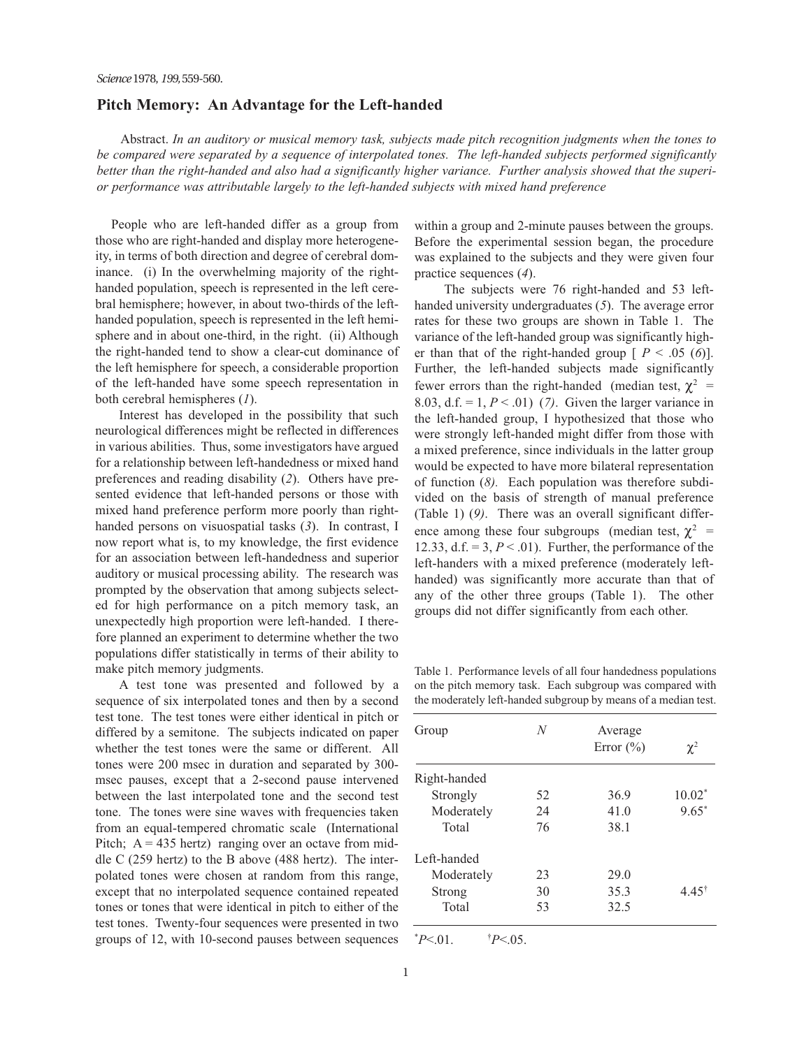*Science* 1978, *199*, 559-560.

## Pitch Memory: An Advantage for the Left-handed

Abstract. *In an auditory or musical memory task, subjects made pitch recognition judgments when the tones to be compared were separated by a sequence of interpolated tones. The left-handed subjects performed significantly better than the right-handed and also had a significantly higher variance. Further analysis showed that the superior performance was attributable largely to the left-handed subjects with mixed hand preference*

People who are left-handed differ as a group from those who are right-handed and display more heterogeneity, in terms of both direction and degree of cerebral dominance. (i) In the overwhelming majority of the right-handed population, speech is represented in the left cerebral hemisphere; however, in about two-thirds of the left-handed population, speech is represented in the left hemisphere and in about one-third, in the right. (ii) Although the right-handed tend to show a clear-cut dominance of the left hemisphere for speech, a considerable proportion of the left-handed have some speech representation in both cerebral hemispheres (*1*).

Interest has developed in the possibility that such neurological differences might be reflected in differences in various abilities. Thus, some investigators have argued for a relationship between left-handedness or mixed hand preferences and reading disability (*2*). Others have presented evidence that left-handed persons or those with mixed hand preference perform more poorly than right-handed persons on visuospatial tasks (*3*). In contrast, I now report what is, to my knowledge, the first evidence for an association between left-handedness and superior auditory or musical processing ability. The research was prompted by the observation that among subjects selected for high performance on a pitch memory task, an unexpectedly high proportion were left-handed. I therefore planned an experiment to determine whether the two populations differ statistically in terms of their ability to make pitch memory judgments.

A test tone was presented and followed by a sequence of six interpolated tones and then by a second test tone. The test tones were either identical in pitch or differed by a semitone. The subjects indicated on paper whether the test tones were the same or different. All tones were 200 msec in duration and separated by 300-msec pauses, except that a 2-second pause intervened between the last interpolated tone and the second test tone. The tones were sine waves with frequencies taken from an equal-tempered chromatic scale (International Pitch; A = 435 hertz) ranging over an octave from middle C (259 hertz) to the B above (488 hertz). The interpolated tones were chosen at random from this range, except that no interpolated sequence contained repeated tones or tones that were identical in pitch to either of the test tones. Twenty-four sequences were presented in two groups of 12, with 10-second pauses between sequences within a group and 2-minute pauses between the groups. Before the experimental session began, the procedure was explained to the subjects and they were given four practice sequences (*4*).

The subjects were 76 right-handed and 53 left-handed university undergraduates (*5*). The average error rates for these two groups are shown in Table 1. The variance of the left-handed group was significantly higher than that of the right-handed group [ $P < .05$ (*6*)]. Further, the left-handed subjects made significantly fewer errors than the right-handed (median test, $\chi^2$ = 8.03, d.f. = 1, $P < .01$) (*7*). Given the larger variance in the left-handed group, I hypothesized that those who were strongly left-handed might differ from those with a mixed preference, since individuals in the latter group would be expected to have more bilateral representation of function (*8*). Each population was therefore subdivided on the basis of strength of manual preference (Table 1) (*9*). There was an overall significant difference among these four subgroups (median test, $\chi^2$ = 12.33, d.f. = 3, $P < .01$). Further, the performance of the left-handers with a mixed preference (moderately left-handed) was significantly more accurate than that of any of the other three groups (Table 1). The other groups did not differ significantly from each other.

Table 1. Performance levels of all four handedness populations on the pitch memory task. Each subgroup was compared with the moderately left-handed subgroup by means of a median test.

| Group | *N* | Average Error (%) | $\chi^2$ |
|---|---|---|---|
| Right-handed | | | |
| Strongly | 52 | 36.9 | 10.02* |
| Moderately | 24 | 41.0 | 9.65* |
| Total | 76 | 38.1 | |
| Left-handed | | | |
| Moderately | 23 | 29.0 | |
| Strong | 30 | 35.3 | 4.45† |
| Total | 53 | 32.5 | |

*$P<.01$. †$P<.05$.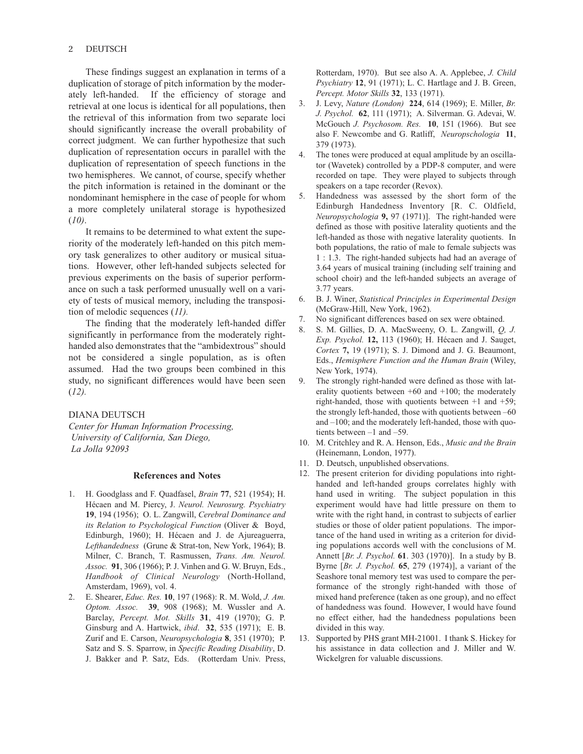These findings suggest an explanation in terms of a duplication of storage of pitch information by the moderately left-handed. If the efficiency of storage and retrieval at one locus is identical for all populations, then the retrieval of this information from two separate loci should significantly increase the overall probability of correct judgment. We can further hypothesize that such duplication of representation occurs in parallel with the duplication of representation of speech functions in the two hemispheres. We cannot, of course, specify whether the pitch information is retained in the dominant or the nondominant hemisphere in the case of people for whom a more completely unilateral storage is hypothesized (*10*).

It remains to be determined to what extent the superiority of the moderately left-handed on this pitch memory task generalizes to other auditory or musical situations. However, other left-handed subjects selected for previous experiments on the basis of superior performance on such a task performed unusually well on a variety of tests of musical memory, including the transposition of melodic sequences (*11).*

The finding that the moderately left-handed differ significantly in performance from the moderately right-handed also demonstrates that the "ambidextrous" should not be considered a single population, as is often assumed. Had the two groups been combined in this study, no significant differences would have been seen (*12).*

DIANA DEUTSCH

*Center for Human Information Processing,*
*University of California, San Diego,*
*La Jolla 92093*

### References and Notes

1. H. Goodglass and F. Quadfasel, *Brain* **77**, 521 (1954); H. Hécaen and M. Piercy, J. *Neurol. Neurosurg. Psychiatry* **19**, 194 (1956); O. L. Zangwill, *Cerebral Dominance and its Relation to Psychological Function* (Oliver & Boyd, Edinburgh, 1960); H. Hécaen and J. de Ajureaguerra, *Lefthandedness* (Grune & Strat-ton, New York, 1964); B. Milner, C. Branch, T. Rasmussen, *Trans. Am. Neurol. Assoc.* **91**, 306 (1966); P. J. Vinhen and G. W. Bruyn, Eds., *Handbook of Clinical Neurology* (North-Holland, Amsterdam, 1969), vol. 4.
2. E. Shearer, *Educ. Res.* **10**, 197 (1968): R. M. Wold, *J. Am. Optom. Assoc.* **39**, 908 (1968); M. Wussler and A. Barclay, *Percept. Mot. Skills* **31**, 419 (1970); G. P. Ginsburg and A. Hartwick, *ibid*. **32**, 535 (1971); E. B. Zurif and E. Carson, *Neuropsychologia* **8**, 351 (1970); P. Satz and S. S. Sparrow, in *Specific Reading Disability*, D. J. Bakker and P. Satz, Eds. (Rotterdam Univ. Press, Rotterdam, 1970). But see also A. A. Applebee, *J. Child Psychiatry* **12**, 91 (1971); L. C. Hartlage and J. B. Green, *Percept. Motor Skills* **32**, 133 (1971).
3. J. Levy, *Nature (London)* **224**, 614 (1969); E. Miller, *Br. J. Psychol.* **62**, 111 (1971); A. Silverman. G. Adevai, W. McGouch *J. Psychosom. Res.* **10**, 151 (1966). But see also F. Newcombe and G. Ratliff, *Neuropschologia* **11**, 379 (1973).
4. The tones were produced at equal amplitude by an oscillator (Wavetek) controlled by a PDP-8 computer, and were recorded on tape. They were played to subjects through speakers on a tape recorder (Revox).
5. Handedness was assessed by the short form of the Edinburgh Handedness Inventory [R. C. Oldfield, *Neuropsychologia* **9,** 97 (1971)]. The right-handed were defined as those with positive laterality quotients and the left-handed as those with negative laterality quotients. In both populations, the ratio of male to female subjects was 1 : 1.3. The right-handed subjects had had an average of 3.64 years of musical training (including self training and school choir) and the left-handed subjects an average of 3.77 years.
6. B. J. Winer, *Statistical Principles in Experimental Design* (McGraw-Hill, New York, 1962).
7. No significant differences based on sex were obtained.
8. S. M. Gillies, D. A. MacSweeny, O. L. Zangwill, *Q, J. Exp. Psychol.* **12,** 113 (1960); H. Hécaen and J. Sauget, *Cortex* **7,** 19 (1971); S. J. Dimond and J. G. Beaumont, Eds., *Hemisphere Function and the Human Brain* (Wiley, New York, 1974).
9. The strongly right-handed were defined as those with laterality quotients between +60 and +100; the moderately right-handed, those with quotients between +1 and +59; the strongly left-handed, those with quotients between –60 and –100; and the moderately left-handed, those with quotients between –1 and –59.
10. M. Critchley and R. A. Henson, Eds., *Music and the Brain* (Heinemann, London, 1977).
11. D. Deutsch, unpublished observations.
12. The present criterion for dividing populations into right-handed and left-handed groups correlates highly with hand used in writing. The subject population in this experiment would have had little pressure on them to write with the right hand, in contrast to subjects of earlier studies or those of older patient populations. The importance of the hand used in writing as a criterion for dividing populations accords well with the conclusions of M. Annett [*Br. J. Psychol.* **61**. 303 (1970)]. In a study by B. Byrne [*Br. J. Psychol.* **65**, 279 (1974)], a variant of the Seashore tonal memory test was used to compare the performance of the strongly right-handed with those of mixed hand preference (taken as one group), and no effect of handedness was found. However, I would have found no effect either, had the handedness populations been divided in this way.
13. Supported by PHS grant MH-21001. I thank S. Hickey for his assistance in data collection and J. Miller and W. Wickelgren for valuable discussions.